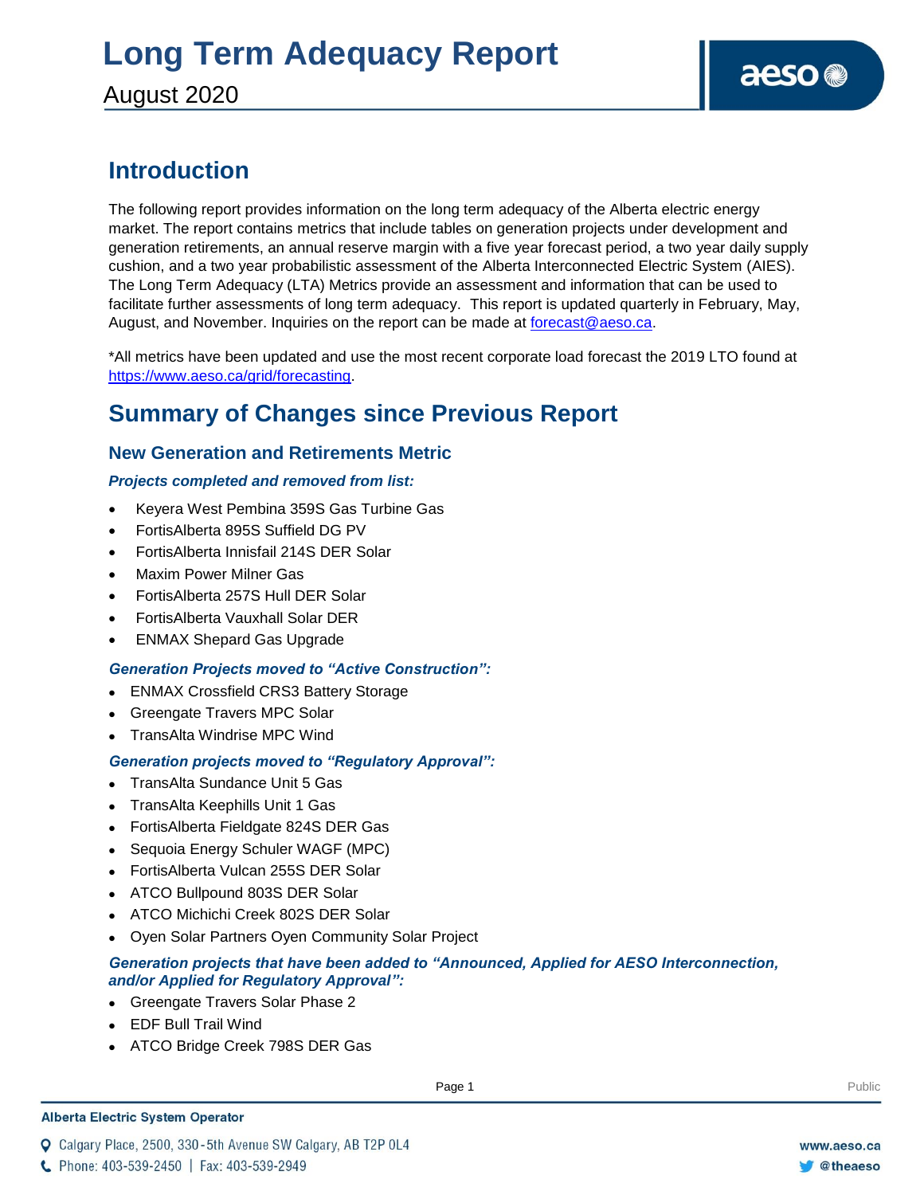# Long Term Adequacy Report

August 2020

## Introduction

The following report provides information on the long term adequacy of the Alberta electric energy market. The report contains metrics that include tables on generation projects under development and generation retirements, an annual reserve margin with a five year forecast period, a two year daily supply cushion, and a two year probabilistic assessment of the Alberta Interconnected Electric System (AIES). The Long Term Adequacy (LTA) Metrics provide an assessment and information that can be used to facilitate further assessments of long term adequacy. This report is updated quarterly in February, May, August, and November. Inquiries on the report can be made at forecast@aeso.ca.

*All metrics have been updated and use the most recent corporate load forecast the 2019 LTO found at https://www.aeso.ca/grid/forecasting.

## Summary of Changes since Previous Report

### New Generation and Retirements Metric

***Projects completed and removed from list:***

- Keyera West Pembina 359S Gas Turbine Gas
- FortisAlberta 895S Suffield DG PV
- FortisAlberta Innisfail 214S DER Solar
- Maxim Power Milner Gas
- FortisAlberta 257S Hull DER Solar
- FortisAlberta Vauxhall Solar DER
- ENMAX Shepard Gas Upgrade

***Generation Projects moved to "Active Construction":***

- ENMAX Crossfield CRS3 Battery Storage
- Greengate Travers MPC Solar
- TransAlta Windrise MPC Wind

***Generation projects moved to "Regulatory Approval":***

- TransAlta Sundance Unit 5 Gas
- TransAlta Keephills Unit 1 Gas
- FortisAlberta Fieldgate 824S DER Gas
- Sequoia Energy Schuler WAGF (MPC)
- FortisAlberta Vulcan 255S DER Solar
- ATCO Bullpound 803S DER Solar
- ATCO Michichi Creek 802S DER Solar
- Oyen Solar Partners Oyen Community Solar Project

***Generation projects that have been added to "Announced, Applied for AESO Interconnection, and/or Applied for Regulatory Approval":***

- Greengate Travers Solar Phase 2
- EDF Bull Trail Wind
- ATCO Bridge Creek 798S DER Gas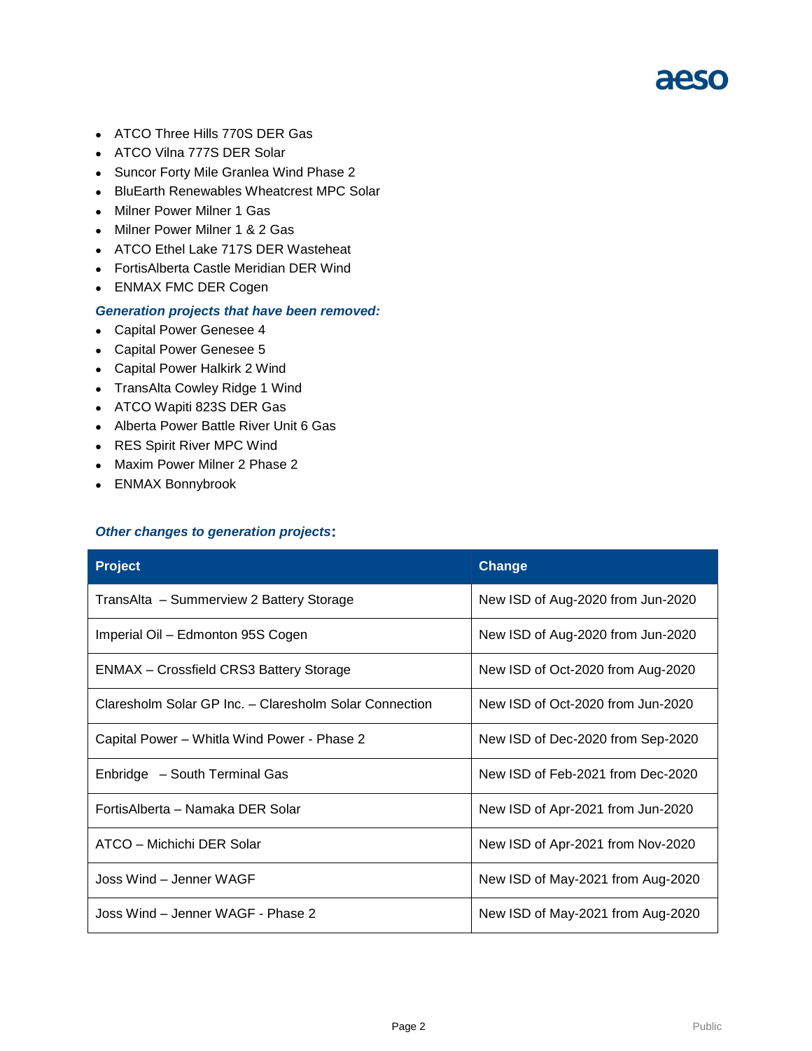- ATCO Three Hills 770S DER Gas
- ATCO Vilna 777S DER Solar
- Suncor Forty Mile Granlea Wind Phase 2
- BluEarth Renewables Wheatcrest MPC Solar
- Milner Power Milner 1 Gas
- Milner Power Milner 1 & 2 Gas
- ATCO Ethel Lake 717S DER Wasteheat
- FortisAlberta Castle Meridian DER Wind
- ENMAX FMC DER Cogen

***Generation projects that have been removed:***

- Capital Power Genesee 4
- Capital Power Genesee 5
- Capital Power Halkirk 2 Wind
- TransAlta Cowley Ridge 1 Wind
- ATCO Wapiti 823S DER Gas
- Alberta Power Battle River Unit 6 Gas
- RES Spirit River MPC Wind
- Maxim Power Milner 2 Phase 2
- ENMAX Bonnybrook

***Other changes to generation projects*:**

| Project | Change |
|---|---|
| TransAlta – Summerview 2 Battery Storage | New ISD of Aug-2020 from Jun-2020 |
| Imperial Oil – Edmonton 95S Cogen | New ISD of Aug-2020 from Jun-2020 |
| ENMAX – Crossfield CRS3 Battery Storage | New ISD of Oct-2020 from Aug-2020 |
| Claresholm Solar GP Inc. – Claresholm Solar Connection | New ISD of Oct-2020 from Jun-2020 |
| Capital Power – Whitla Wind Power - Phase 2 | New ISD of Dec-2020 from Sep-2020 |
| Enbridge – South Terminal Gas | New ISD of Feb-2021 from Dec-2020 |
| FortisAlberta – Namaka DER Solar | New ISD of Apr-2021 from Jun-2020 |
| ATCO – Michichi DER Solar | New ISD of Apr-2021 from Nov-2020 |
| Joss Wind – Jenner WAGF | New ISD of May-2021 from Aug-2020 |
| Joss Wind – Jenner WAGF - Phase 2 | New ISD of May-2021 from Aug-2020 |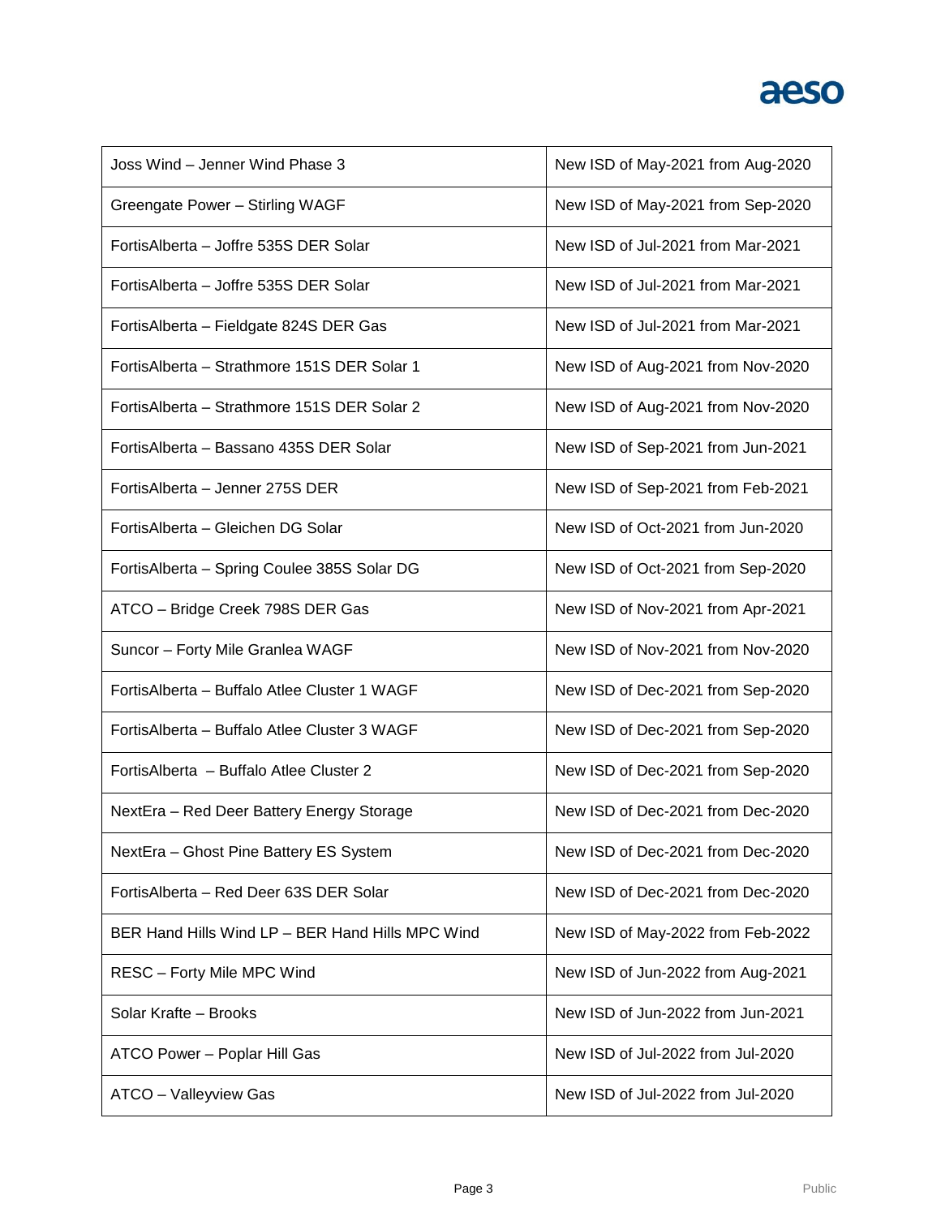| Joss Wind – Jenner Wind Phase 3 | New ISD of May-2021 from Aug-2020 |
|---|---|
| Greengate Power – Stirling WAGF | New ISD of May-2021 from Sep-2020 |
| FortisAlberta – Joffre 535S DER Solar | New ISD of Jul-2021 from Mar-2021 |
| FortisAlberta – Joffre 535S DER Solar | New ISD of Jul-2021 from Mar-2021 |
| FortisAlberta – Fieldgate 824S DER Gas | New ISD of Jul-2021 from Mar-2021 |
| FortisAlberta – Strathmore 151S DER Solar 1 | New ISD of Aug-2021 from Nov-2020 |
| FortisAlberta – Strathmore 151S DER Solar 2 | New ISD of Aug-2021 from Nov-2020 |
| FortisAlberta – Bassano 435S DER Solar | New ISD of Sep-2021 from Jun-2021 |
| FortisAlberta – Jenner 275S DER | New ISD of Sep-2021 from Feb-2021 |
| FortisAlberta – Gleichen DG Solar | New ISD of Oct-2021 from Jun-2020 |
| FortisAlberta – Spring Coulee 385S Solar DG | New ISD of Oct-2021 from Sep-2020 |
| ATCO – Bridge Creek 798S DER Gas | New ISD of Nov-2021 from Apr-2021 |
| Suncor – Forty Mile Granlea WAGF | New ISD of Nov-2021 from Nov-2020 |
| FortisAlberta – Buffalo Atlee Cluster 1 WAGF | New ISD of Dec-2021 from Sep-2020 |
| FortisAlberta – Buffalo Atlee Cluster 3 WAGF | New ISD of Dec-2021 from Sep-2020 |
| FortisAlberta – Buffalo Atlee Cluster 2 | New ISD of Dec-2021 from Sep-2020 |
| NextEra – Red Deer Battery Energy Storage | New ISD of Dec-2021 from Dec-2020 |
| NextEra – Ghost Pine Battery ES System | New ISD of Dec-2021 from Dec-2020 |
| FortisAlberta – Red Deer 63S DER Solar | New ISD of Dec-2021 from Dec-2020 |
| BER Hand Hills Wind LP – BER Hand Hills MPC Wind | New ISD of May-2022 from Feb-2022 |
| RESC – Forty Mile MPC Wind | New ISD of Jun-2022 from Aug-2021 |
| Solar Krafte – Brooks | New ISD of Jun-2022 from Jun-2021 |
| ATCO Power – Poplar Hill Gas | New ISD of Jul-2022 from Jul-2020 |
| ATCO – Valleyview Gas | New ISD of Jul-2022 from Jul-2020 |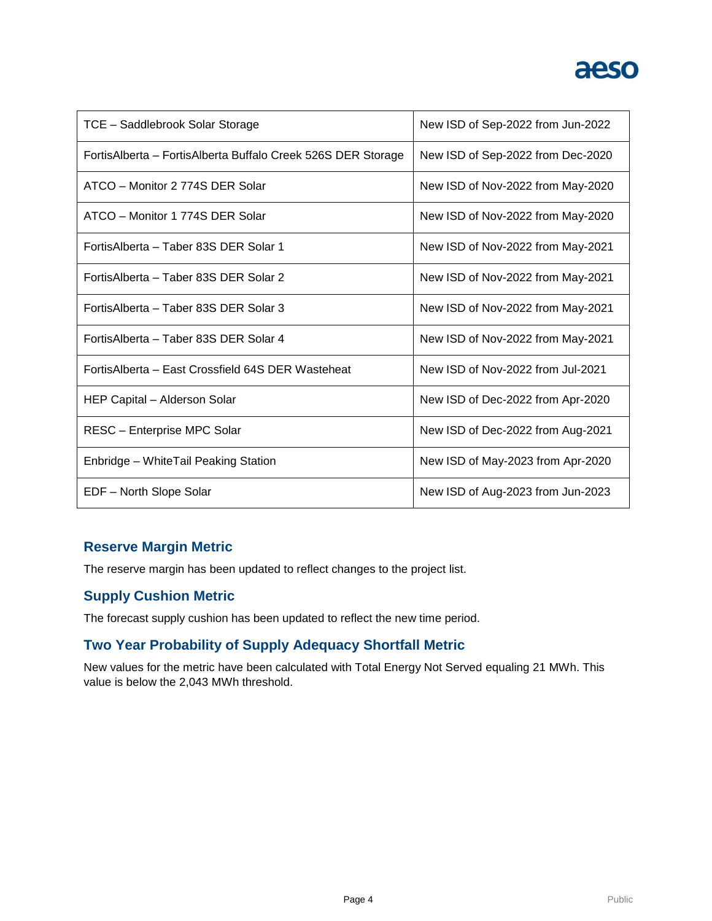| | |
|---|---|
| TCE – Saddlebrook Solar Storage | New ISD of Sep-2022 from Jun-2022 |
| FortisAlberta – FortisAlberta Buffalo Creek 526S DER Storage | New ISD of Sep-2022 from Dec-2020 |
| ATCO – Monitor 2 774S DER Solar | New ISD of Nov-2022 from May-2020 |
| ATCO – Monitor 1 774S DER Solar | New ISD of Nov-2022 from May-2020 |
| FortisAlberta – Taber 83S DER Solar 1 | New ISD of Nov-2022 from May-2021 |
| FortisAlberta – Taber 83S DER Solar 2 | New ISD of Nov-2022 from May-2021 |
| FortisAlberta – Taber 83S DER Solar 3 | New ISD of Nov-2022 from May-2021 |
| FortisAlberta – Taber 83S DER Solar 4 | New ISD of Nov-2022 from May-2021 |
| FortisAlberta – East Crossfield 64S DER Wasteheat | New ISD of Nov-2022 from Jul-2021 |
| HEP Capital – Alderson Solar | New ISD of Dec-2022 from Apr-2020 |
| RESC – Enterprise MPC Solar | New ISD of Dec-2022 from Aug-2021 |
| Enbridge – WhiteTail Peaking Station | New ISD of May-2023 from Apr-2020 |
| EDF – North Slope Solar | New ISD of Aug-2023 from Jun-2023 |

## Reserve Margin Metric

The reserve margin has been updated to reflect changes to the project list.

## Supply Cushion Metric

The forecast supply cushion has been updated to reflect the new time period.

## Two Year Probability of Supply Adequacy Shortfall Metric

New values for the metric have been calculated with Total Energy Not Served equaling 21 MWh. This value is below the 2,043 MWh threshold.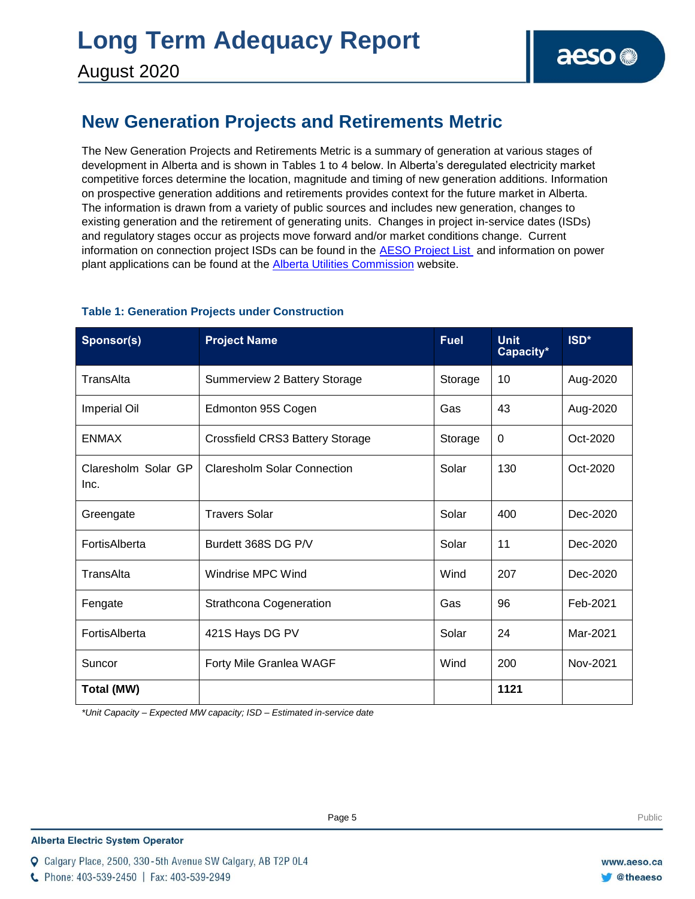## New Generation Projects and Retirements Metric

The New Generation Projects and Retirements Metric is a summary of generation at various stages of development in Alberta and is shown in Tables 1 to 4 below. In Alberta's deregulated electricity market competitive forces determine the location, magnitude and timing of new generation additions. Information on prospective generation additions and retirements provides context for the future market in Alberta. The information is drawn from a variety of public sources and includes new generation, changes to existing generation and the retirement of generating units. Changes in project in-service dates (ISDs) and regulatory stages occur as projects move forward and/or market conditions change. Current information on connection project ISDs can be found in the AESO Project List and information on power plant applications can be found at the Alberta Utilities Commission website.

### Table 1: Generation Projects under Construction

| Sponsor(s) | Project Name | Fuel | Unit Capacity* | ISD* |
|---|---|---|---|---|
| TransAlta | Summerview 2 Battery Storage | Storage | 10 | Aug-2020 |
| Imperial Oil | Edmonton 95S Cogen | Gas | 43 | Aug-2020 |
| ENMAX | Crossfield CRS3 Battery Storage | Storage | 0 | Oct-2020 |
| Claresholm Solar GP Inc. | Claresholm Solar Connection | Solar | 130 | Oct-2020 |
| Greengate | Travers Solar | Solar | 400 | Dec-2020 |
| FortisAlberta | Burdett 368S DG P/V | Solar | 11 | Dec-2020 |
| TransAlta | Windrise MPC Wind | Wind | 207 | Dec-2020 |
| Fengate | Strathcona Cogeneration | Gas | 96 | Feb-2021 |
| FortisAlberta | 421S Hays DG PV | Solar | 24 | Mar-2021 |
| Suncor | Forty Mile Granlea WAGF | Wind | 200 | Nov-2021 |
| **Total (MW)** | | | **1121** | |

*\*Unit Capacity – Expected MW capacity; ISD – Estimated in-service date*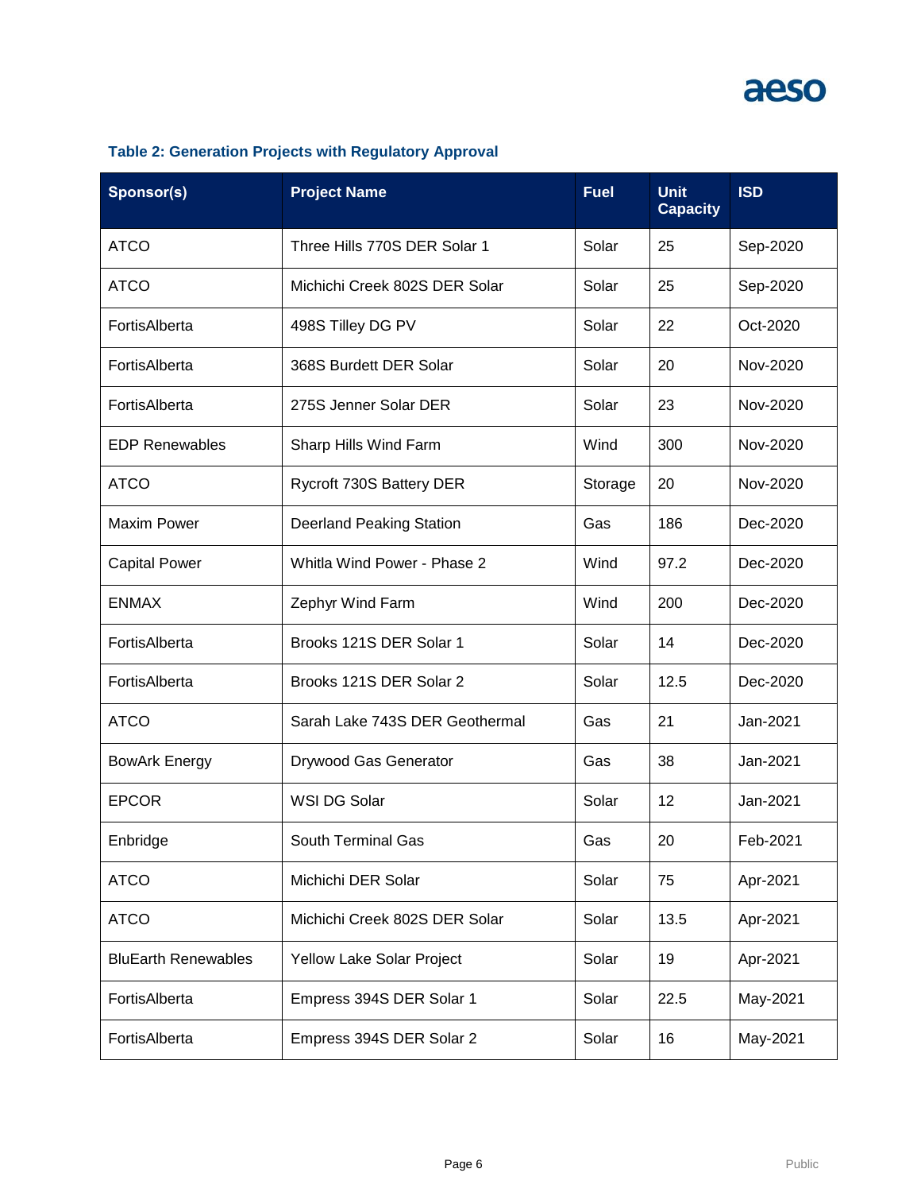### Table 2: Generation Projects with Regulatory Approval

| Sponsor(s) | Project Name | Fuel | Unit Capacity | ISD |
|---|---|---|---|---|
| ATCO | Three Hills 770S DER Solar 1 | Solar | 25 | Sep-2020 |
| ATCO | Michichi Creek 802S DER Solar | Solar | 25 | Sep-2020 |
| FortisAlberta | 498S Tilley DG PV | Solar | 22 | Oct-2020 |
| FortisAlberta | 368S Burdett DER Solar | Solar | 20 | Nov-2020 |
| FortisAlberta | 275S Jenner Solar DER | Solar | 23 | Nov-2020 |
| EDP Renewables | Sharp Hills Wind Farm | Wind | 300 | Nov-2020 |
| ATCO | Rycroft 730S Battery DER | Storage | 20 | Nov-2020 |
| Maxim Power | Deerland Peaking Station | Gas | 186 | Dec-2020 |
| Capital Power | Whitla Wind Power - Phase 2 | Wind | 97.2 | Dec-2020 |
| ENMAX | Zephyr Wind Farm | Wind | 200 | Dec-2020 |
| FortisAlberta | Brooks 121S DER Solar 1 | Solar | 14 | Dec-2020 |
| FortisAlberta | Brooks 121S DER Solar 2 | Solar | 12.5 | Dec-2020 |
| ATCO | Sarah Lake 743S DER Geothermal | Gas | 21 | Jan-2021 |
| BowArk Energy | Drywood Gas Generator | Gas | 38 | Jan-2021 |
| EPCOR | WSI DG Solar | Solar | 12 | Jan-2021 |
| Enbridge | South Terminal Gas | Gas | 20 | Feb-2021 |
| ATCO | Michichi DER Solar | Solar | 75 | Apr-2021 |
| ATCO | Michichi Creek 802S DER Solar | Solar | 13.5 | Apr-2021 |
| BluEarth Renewables | Yellow Lake Solar Project | Solar | 19 | Apr-2021 |
| FortisAlberta | Empress 394S DER Solar 1 | Solar | 22.5 | May-2021 |
| FortisAlberta | Empress 394S DER Solar 2 | Solar | 16 | May-2021 |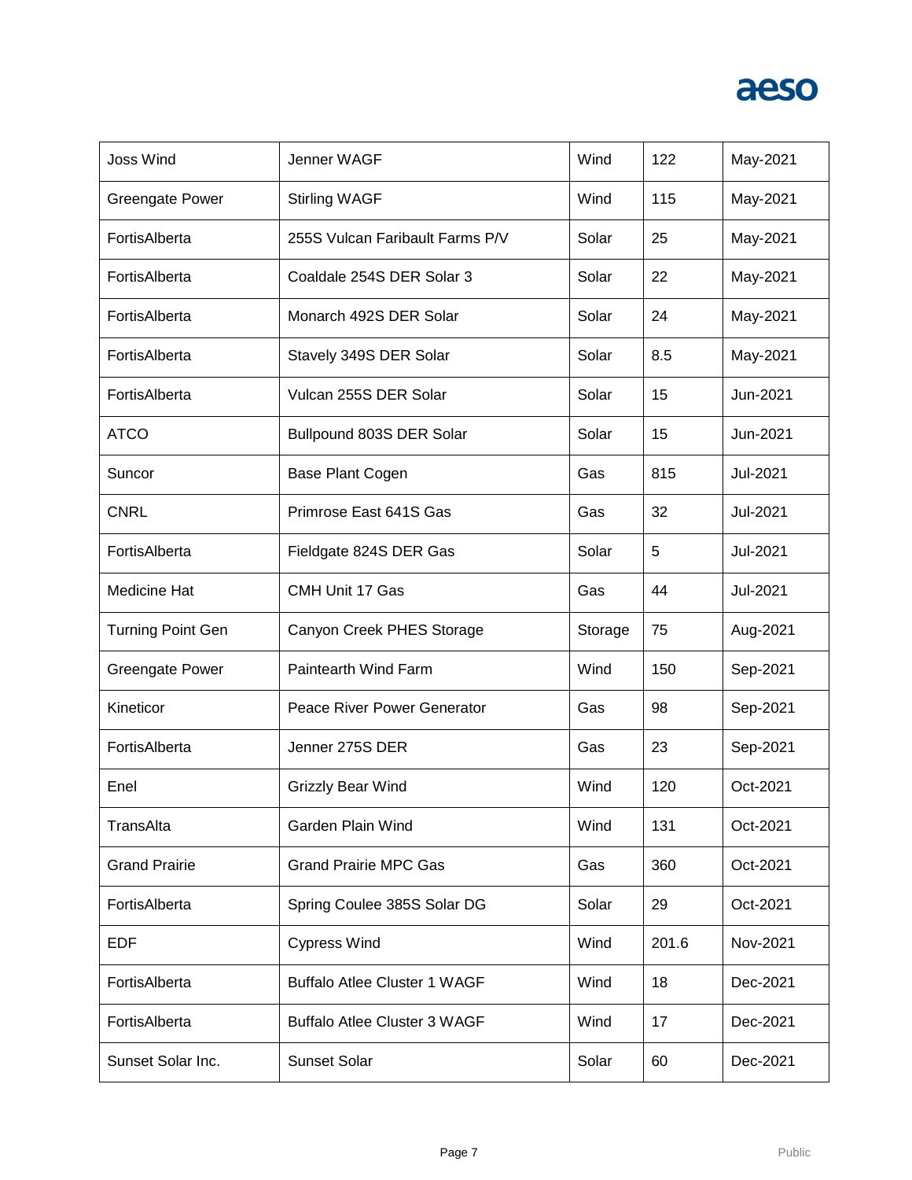| Joss Wind | Jenner WAGF | Wind | 122 | May-2021 |
|---|---|---|---|---|
| Greengate Power | Stirling WAGF | Wind | 115 | May-2021 |
| FortisAlberta | 255S Vulcan Faribault Farms P/V | Solar | 25 | May-2021 |
| FortisAlberta | Coaldale 254S DER Solar 3 | Solar | 22 | May-2021 |
| FortisAlberta | Monarch 492S DER Solar | Solar | 24 | May-2021 |
| FortisAlberta | Stavely 349S DER Solar | Solar | 8.5 | May-2021 |
| FortisAlberta | Vulcan 255S DER Solar | Solar | 15 | Jun-2021 |
| ATCO | Bullpound 803S DER Solar | Solar | 15 | Jun-2021 |
| Suncor | Base Plant Cogen | Gas | 815 | Jul-2021 |
| CNRL | Primrose East 641S Gas | Gas | 32 | Jul-2021 |
| FortisAlberta | Fieldgate 824S DER Gas | Solar | 5 | Jul-2021 |
| Medicine Hat | CMH Unit 17 Gas | Gas | 44 | Jul-2021 |
| Turning Point Gen | Canyon Creek PHES Storage | Storage | 75 | Aug-2021 |
| Greengate Power | Paintearth Wind Farm | Wind | 150 | Sep-2021 |
| Kineticor | Peace River Power Generator | Gas | 98 | Sep-2021 |
| FortisAlberta | Jenner 275S DER | Gas | 23 | Sep-2021 |
| Enel | Grizzly Bear Wind | Wind | 120 | Oct-2021 |
| TransAlta | Garden Plain Wind | Wind | 131 | Oct-2021 |
| Grand Prairie | Grand Prairie MPC Gas | Gas | 360 | Oct-2021 |
| FortisAlberta | Spring Coulee 385S Solar DG | Solar | 29 | Oct-2021 |
| EDF | Cypress Wind | Wind | 201.6 | Nov-2021 |
| FortisAlberta | Buffalo Atlee Cluster 1 WAGF | Wind | 18 | Dec-2021 |
| FortisAlberta | Buffalo Atlee Cluster 3 WAGF | Wind | 17 | Dec-2021 |
| Sunset Solar Inc. | Sunset Solar | Solar | 60 | Dec-2021 |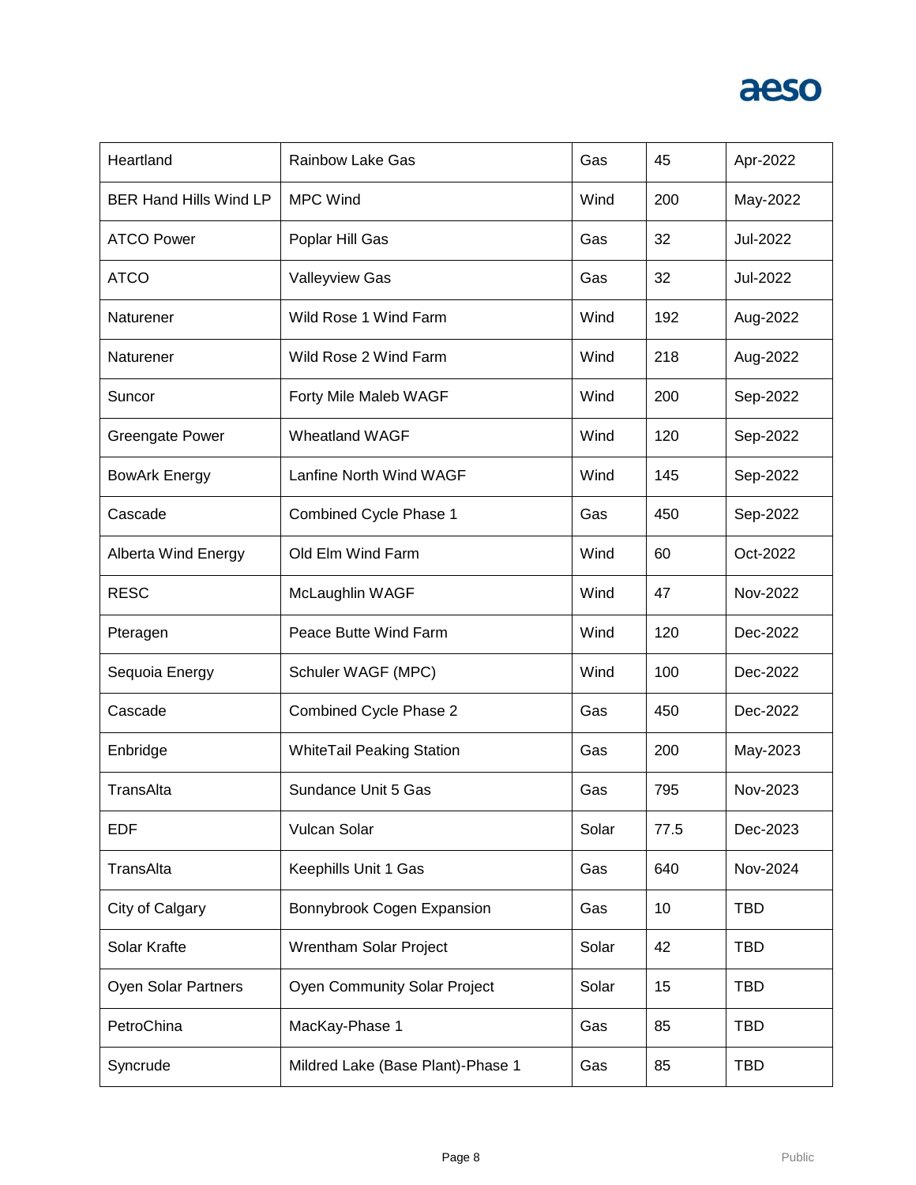| Heartland | Rainbow Lake Gas | Gas | 45 | Apr-2022 |
|---|---|---|---|---|
| BER Hand Hills Wind LP | MPC Wind | Wind | 200 | May-2022 |
| ATCO Power | Poplar Hill Gas | Gas | 32 | Jul-2022 |
| ATCO | Valleyview Gas | Gas | 32 | Jul-2022 |
| Naturener | Wild Rose 1 Wind Farm | Wind | 192 | Aug-2022 |
| Naturener | Wild Rose 2 Wind Farm | Wind | 218 | Aug-2022 |
| Suncor | Forty Mile Maleb WAGF | Wind | 200 | Sep-2022 |
| Greengate Power | Wheatland WAGF | Wind | 120 | Sep-2022 |
| BowArk Energy | Lanfine North Wind WAGF | Wind | 145 | Sep-2022 |
| Cascade | Combined Cycle Phase 1 | Gas | 450 | Sep-2022 |
| Alberta Wind Energy | Old Elm Wind Farm | Wind | 60 | Oct-2022 |
| RESC | McLaughlin WAGF | Wind | 47 | Nov-2022 |
| Pteragen | Peace Butte Wind Farm | Wind | 120 | Dec-2022 |
| Sequoia Energy | Schuler WAGF (MPC) | Wind | 100 | Dec-2022 |
| Cascade | Combined Cycle Phase 2 | Gas | 450 | Dec-2022 |
| Enbridge | WhiteTail Peaking Station | Gas | 200 | May-2023 |
| TransAlta | Sundance Unit 5 Gas | Gas | 795 | Nov-2023 |
| EDF | Vulcan Solar | Solar | 77.5 | Dec-2023 |
| TransAlta | Keephills Unit 1 Gas | Gas | 640 | Nov-2024 |
| City of Calgary | Bonnybrook Cogen Expansion | Gas | 10 | TBD |
| Solar Krafte | Wrentham Solar Project | Solar | 42 | TBD |
| Oyen Solar Partners | Oyen Community Solar Project | Solar | 15 | TBD |
| PetroChina | MacKay-Phase 1 | Gas | 85 | TBD |
| Syncrude | Mildred Lake (Base Plant)-Phase 1 | Gas | 85 | TBD |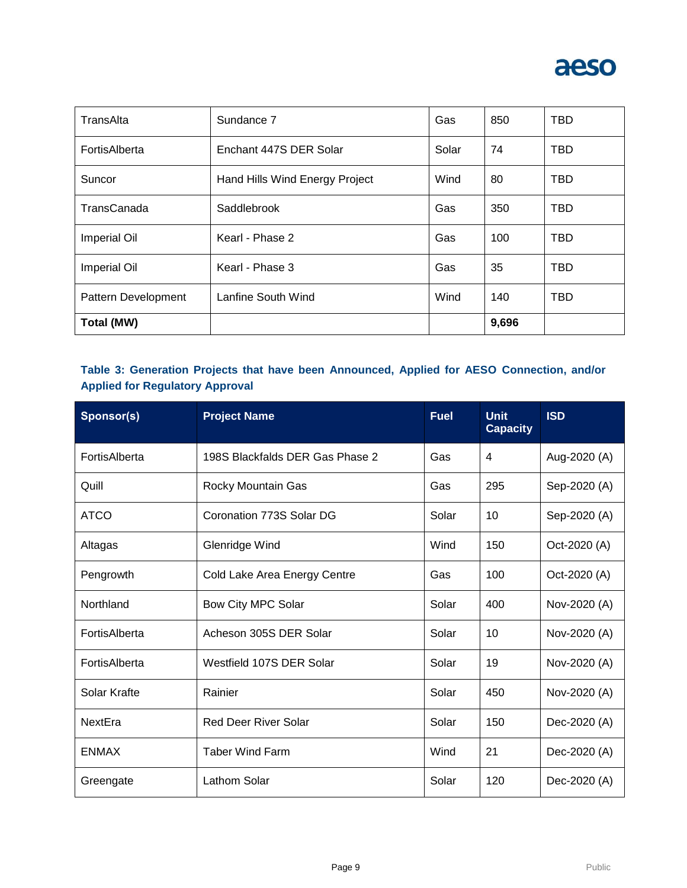| | | | | |
|---|---|---|---|---|
| TransAlta | Sundance 7 | Gas | 850 | TBD |
| FortisAlberta | Enchant 447S DER Solar | Solar | 74 | TBD |
| Suncor | Hand Hills Wind Energy Project | Wind | 80 | TBD |
| TransCanada | Saddlebrook | Gas | 350 | TBD |
| Imperial Oil | Kearl - Phase 2 | Gas | 100 | TBD |
| Imperial Oil | Kearl - Phase 3 | Gas | 35 | TBD |
| Pattern Development | Lanfine South Wind | Wind | 140 | TBD |
| **Total (MW)** | | | **9,696** | |

**Table 3: Generation Projects that have been Announced, Applied for AESO Connection, and/or Applied for Regulatory Approval**

| Sponsor(s) | Project Name | Fuel | Unit Capacity | ISD |
|---|---|---|---|---|
| FortisAlberta | 198S Blackfalds DER Gas Phase 2 | Gas | 4 | Aug-2020 (A) |
| Quill | Rocky Mountain Gas | Gas | 295 | Sep-2020 (A) |
| ATCO | Coronation 773S Solar DG | Solar | 10 | Sep-2020 (A) |
| Altagas | Glenridge Wind | Wind | 150 | Oct-2020 (A) |
| Pengrowth | Cold Lake Area Energy Centre | Gas | 100 | Oct-2020 (A) |
| Northland | Bow City MPC Solar | Solar | 400 | Nov-2020 (A) |
| FortisAlberta | Acheson 305S DER Solar | Solar | 10 | Nov-2020 (A) |
| FortisAlberta | Westfield 107S DER Solar | Solar | 19 | Nov-2020 (A) |
| Solar Krafte | Rainier | Solar | 450 | Nov-2020 (A) |
| NextEra | Red Deer River Solar | Solar | 150 | Dec-2020 (A) |
| ENMAX | Taber Wind Farm | Wind | 21 | Dec-2020 (A) |
| Greengate | Lathom Solar | Solar | 120 | Dec-2020 (A) |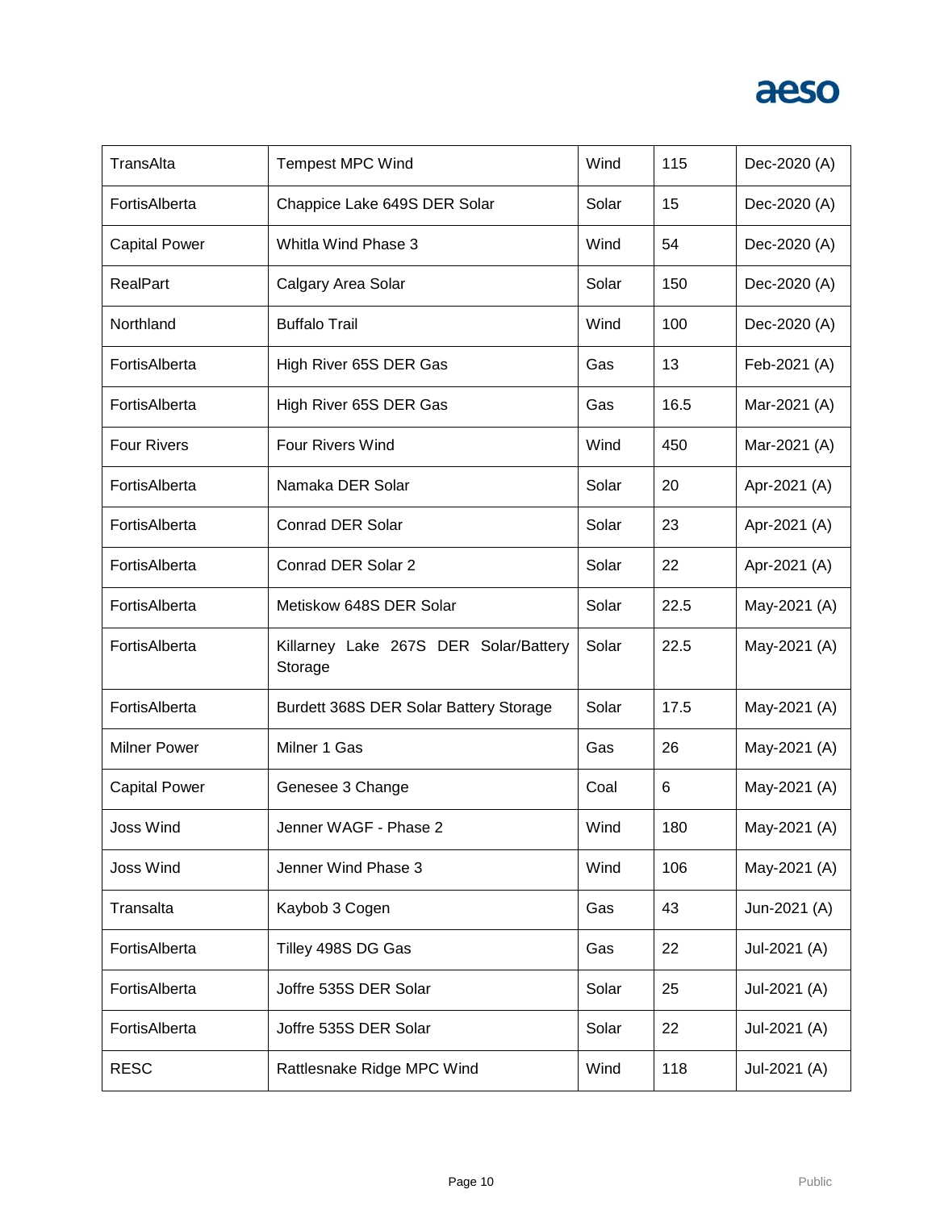| TransAlta | Tempest MPC Wind | Wind | 115 | Dec-2020 (A) |
|---|---|---|---|---|
| FortisAlberta | Chappice Lake 649S DER Solar | Solar | 15 | Dec-2020 (A) |
| Capital Power | Whitla Wind Phase 3 | Wind | 54 | Dec-2020 (A) |
| RealPart | Calgary Area Solar | Solar | 150 | Dec-2020 (A) |
| Northland | Buffalo Trail | Wind | 100 | Dec-2020 (A) |
| FortisAlberta | High River 65S DER Gas | Gas | 13 | Feb-2021 (A) |
| FortisAlberta | High River 65S DER Gas | Gas | 16.5 | Mar-2021 (A) |
| Four Rivers | Four Rivers Wind | Wind | 450 | Mar-2021 (A) |
| FortisAlberta | Namaka DER Solar | Solar | 20 | Apr-2021 (A) |
| FortisAlberta | Conrad DER Solar | Solar | 23 | Apr-2021 (A) |
| FortisAlberta | Conrad DER Solar 2 | Solar | 22 | Apr-2021 (A) |
| FortisAlberta | Metiskow 648S DER Solar | Solar | 22.5 | May-2021 (A) |
| FortisAlberta | Killarney Lake 267S DER Solar/Battery Storage | Solar | 22.5 | May-2021 (A) |
| FortisAlberta | Burdett 368S DER Solar Battery Storage | Solar | 17.5 | May-2021 (A) |
| Milner Power | Milner 1 Gas | Gas | 26 | May-2021 (A) |
| Capital Power | Genesee 3 Change | Coal | 6 | May-2021 (A) |
| Joss Wind | Jenner WAGF - Phase 2 | Wind | 180 | May-2021 (A) |
| Joss Wind | Jenner Wind Phase 3 | Wind | 106 | May-2021 (A) |
| Transalta | Kaybob 3 Cogen | Gas | 43 | Jun-2021 (A) |
| FortisAlberta | Tilley 498S DG Gas | Gas | 22 | Jul-2021 (A) |
| FortisAlberta | Joffre 535S DER Solar | Solar | 25 | Jul-2021 (A) |
| FortisAlberta | Joffre 535S DER Solar | Solar | 22 | Jul-2021 (A) |
| RESC | Rattlesnake Ridge MPC Wind | Wind | 118 | Jul-2021 (A) |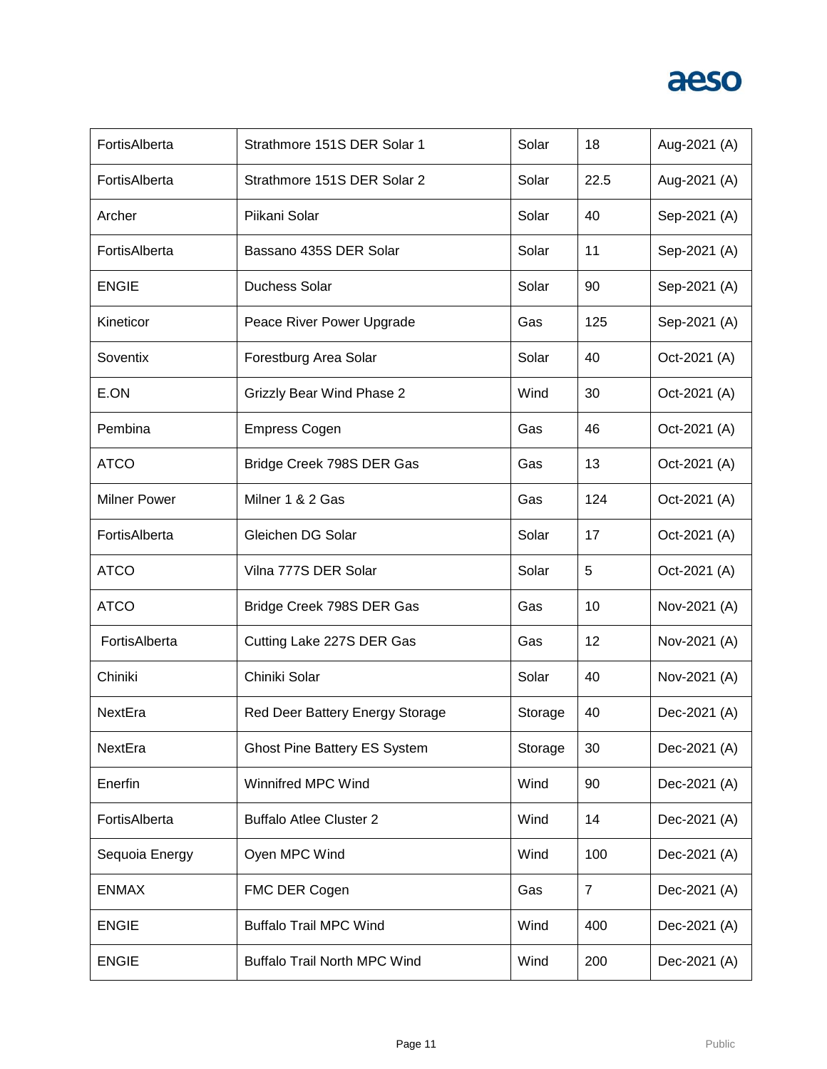| | | | | |
|---|---|---|---|---|
| FortisAlberta | Strathmore 151S DER Solar 1 | Solar | 18 | Aug-2021 (A) |
| FortisAlberta | Strathmore 151S DER Solar 2 | Solar | 22.5 | Aug-2021 (A) |
| Archer | Piikani Solar | Solar | 40 | Sep-2021 (A) |
| FortisAlberta | Bassano 435S DER Solar | Solar | 11 | Sep-2021 (A) |
| ENGIE | Duchess Solar | Solar | 90 | Sep-2021 (A) |
| Kineticor | Peace River Power Upgrade | Gas | 125 | Sep-2021 (A) |
| Soventix | Forestburg Area Solar | Solar | 40 | Oct-2021 (A) |
| E.ON | Grizzly Bear Wind Phase 2 | Wind | 30 | Oct-2021 (A) |
| Pembina | Empress Cogen | Gas | 46 | Oct-2021 (A) |
| ATCO | Bridge Creek 798S DER Gas | Gas | 13 | Oct-2021 (A) |
| Milner Power | Milner 1 & 2 Gas | Gas | 124 | Oct-2021 (A) |
| FortisAlberta | Gleichen DG Solar | Solar | 17 | Oct-2021 (A) |
| ATCO | Vilna 777S DER Solar | Solar | 5 | Oct-2021 (A) |
| ATCO | Bridge Creek 798S DER Gas | Gas | 10 | Nov-2021 (A) |
| FortisAlberta | Cutting Lake 227S DER Gas | Gas | 12 | Nov-2021 (A) |
| Chiniki | Chiniki Solar | Solar | 40 | Nov-2021 (A) |
| NextEra | Red Deer Battery Energy Storage | Storage | 40 | Dec-2021 (A) |
| NextEra | Ghost Pine Battery ES System | Storage | 30 | Dec-2021 (A) |
| Enerfin | Winnifred MPC Wind | Wind | 90 | Dec-2021 (A) |
| FortisAlberta | Buffalo Atlee Cluster 2 | Wind | 14 | Dec-2021 (A) |
| Sequoia Energy | Oyen MPC Wind | Wind | 100 | Dec-2021 (A) |
| ENMAX | FMC DER Cogen | Gas | 7 | Dec-2021 (A) |
| ENGIE | Buffalo Trail MPC Wind | Wind | 400 | Dec-2021 (A) |
| ENGIE | Buffalo Trail North MPC Wind | Wind | 200 | Dec-2021 (A) |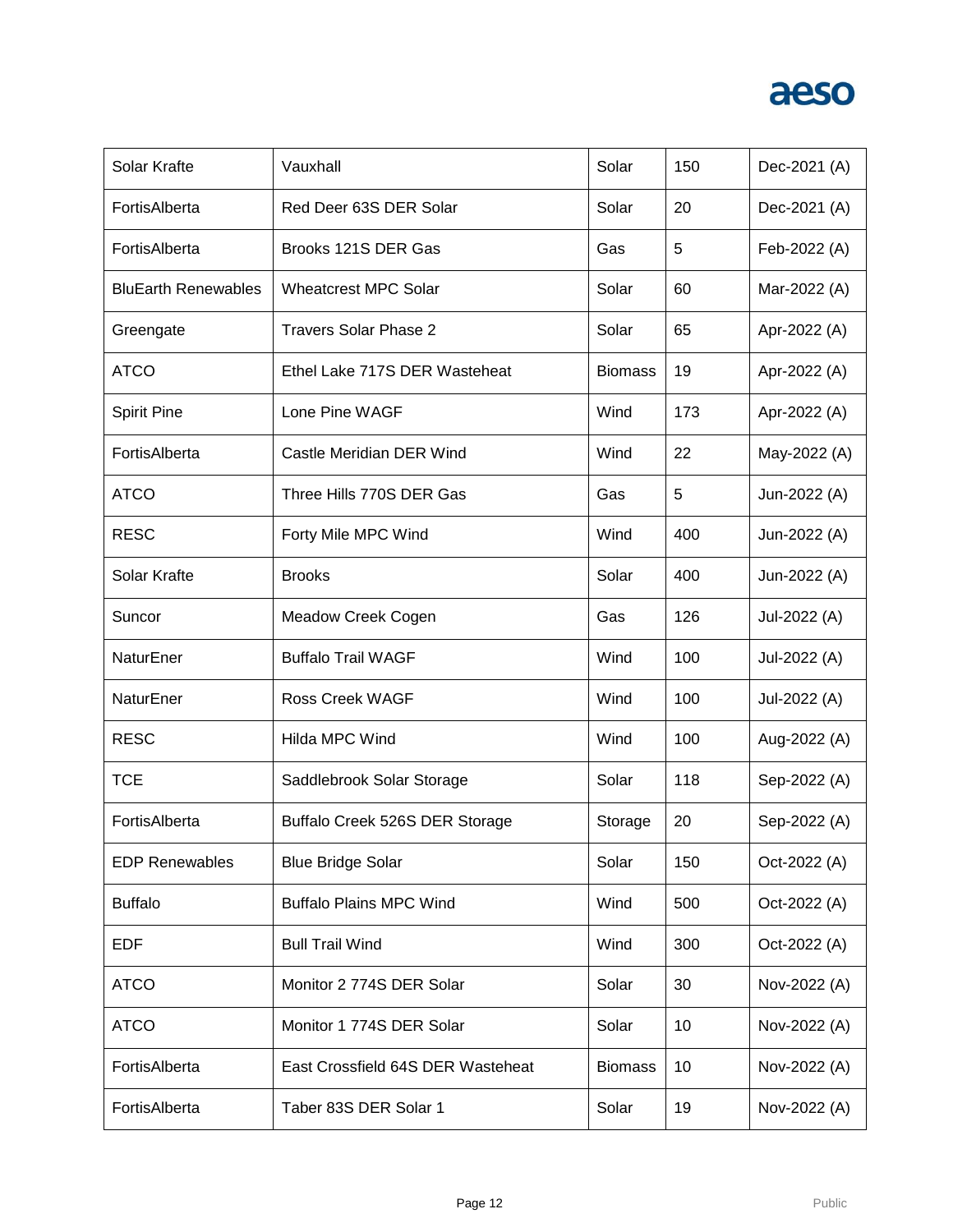| Solar Krafte | Vauxhall | Solar | 150 | Dec-2021 (A) |
|---|---|---|---|---|
| FortisAlberta | Red Deer 63S DER Solar | Solar | 20 | Dec-2021 (A) |
| FortisAlberta | Brooks 121S DER Gas | Gas | 5 | Feb-2022 (A) |
| BluEarth Renewables | Wheatcrest MPC Solar | Solar | 60 | Mar-2022 (A) |
| Greengate | Travers Solar Phase 2 | Solar | 65 | Apr-2022 (A) |
| ATCO | Ethel Lake 717S DER Wasteheat | Biomass | 19 | Apr-2022 (A) |
| Spirit Pine | Lone Pine WAGF | Wind | 173 | Apr-2022 (A) |
| FortisAlberta | Castle Meridian DER Wind | Wind | 22 | May-2022 (A) |
| ATCO | Three Hills 770S DER Gas | Gas | 5 | Jun-2022 (A) |
| RESC | Forty Mile MPC Wind | Wind | 400 | Jun-2022 (A) |
| Solar Krafte | Brooks | Solar | 400 | Jun-2022 (A) |
| Suncor | Meadow Creek Cogen | Gas | 126 | Jul-2022 (A) |
| NaturEner | Buffalo Trail WAGF | Wind | 100 | Jul-2022 (A) |
| NaturEner | Ross Creek WAGF | Wind | 100 | Jul-2022 (A) |
| RESC | Hilda MPC Wind | Wind | 100 | Aug-2022 (A) |
| TCE | Saddlebrook Solar Storage | Solar | 118 | Sep-2022 (A) |
| FortisAlberta | Buffalo Creek 526S DER Storage | Storage | 20 | Sep-2022 (A) |
| EDP Renewables | Blue Bridge Solar | Solar | 150 | Oct-2022 (A) |
| Buffalo | Buffalo Plains MPC Wind | Wind | 500 | Oct-2022 (A) |
| EDF | Bull Trail Wind | Wind | 300 | Oct-2022 (A) |
| ATCO | Monitor 2 774S DER Solar | Solar | 30 | Nov-2022 (A) |
| ATCO | Monitor 1 774S DER Solar | Solar | 10 | Nov-2022 (A) |
| FortisAlberta | East Crossfield 64S DER Wasteheat | Biomass | 10 | Nov-2022 (A) |
| FortisAlberta | Taber 83S DER Solar 1 | Solar | 19 | Nov-2022 (A) |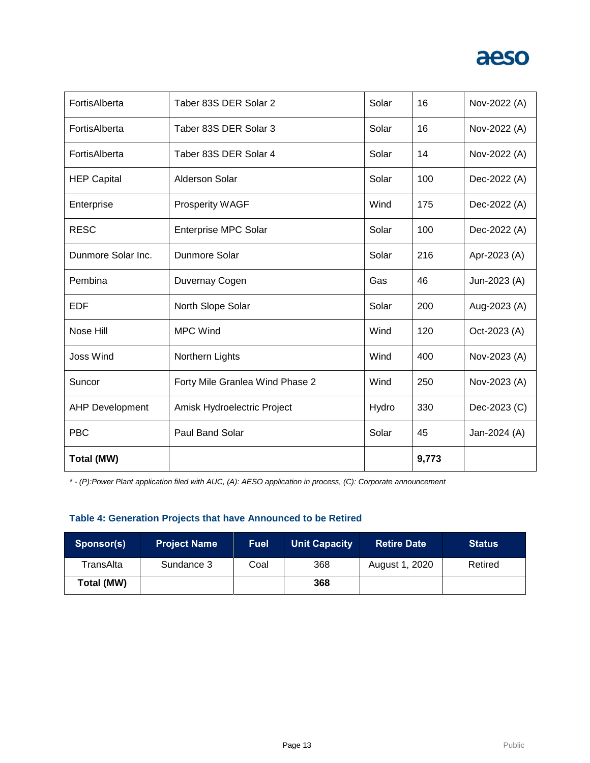| | | | | |
|---|---|---|---|---|
| FortisAlberta | Taber 83S DER Solar 2 | Solar | 16 | Nov-2022 (A) |
| FortisAlberta | Taber 83S DER Solar 3 | Solar | 16 | Nov-2022 (A) |
| FortisAlberta | Taber 83S DER Solar 4 | Solar | 14 | Nov-2022 (A) |
| HEP Capital | Alderson Solar | Solar | 100 | Dec-2022 (A) |
| Enterprise | Prosperity WAGF | Wind | 175 | Dec-2022 (A) |
| RESC | Enterprise MPC Solar | Solar | 100 | Dec-2022 (A) |
| Dunmore Solar Inc. | Dunmore Solar | Solar | 216 | Apr-2023 (A) |
| Pembina | Duvernay Cogen | Gas | 46 | Jun-2023 (A) |
| EDF | North Slope Solar | Solar | 200 | Aug-2023 (A) |
| Nose Hill | MPC Wind | Wind | 120 | Oct-2023 (A) |
| Joss Wind | Northern Lights | Wind | 400 | Nov-2023 (A) |
| Suncor | Forty Mile Granlea Wind Phase 2 | Wind | 250 | Nov-2023 (A) |
| AHP Development | Amisk Hydroelectric Project | Hydro | 330 | Dec-2023 (C) |
| PBC | Paul Band Solar | Solar | 45 | Jan-2024 (A) |
| **Total (MW)** | | | **9,773** | |

*\* - (P):Power Plant application filed with AUC, (A): AESO application in process, (C): Corporate announcement*

### Table 4: Generation Projects that have Announced to be Retired

| Sponsor(s) | Project Name | Fuel | Unit Capacity | Retire Date | Status |
|---|---|---|---|---|---|
| TransAlta | Sundance 3 | Coal | 368 | August 1, 2020 | Retired |
| **Total (MW)** | | | **368** | | |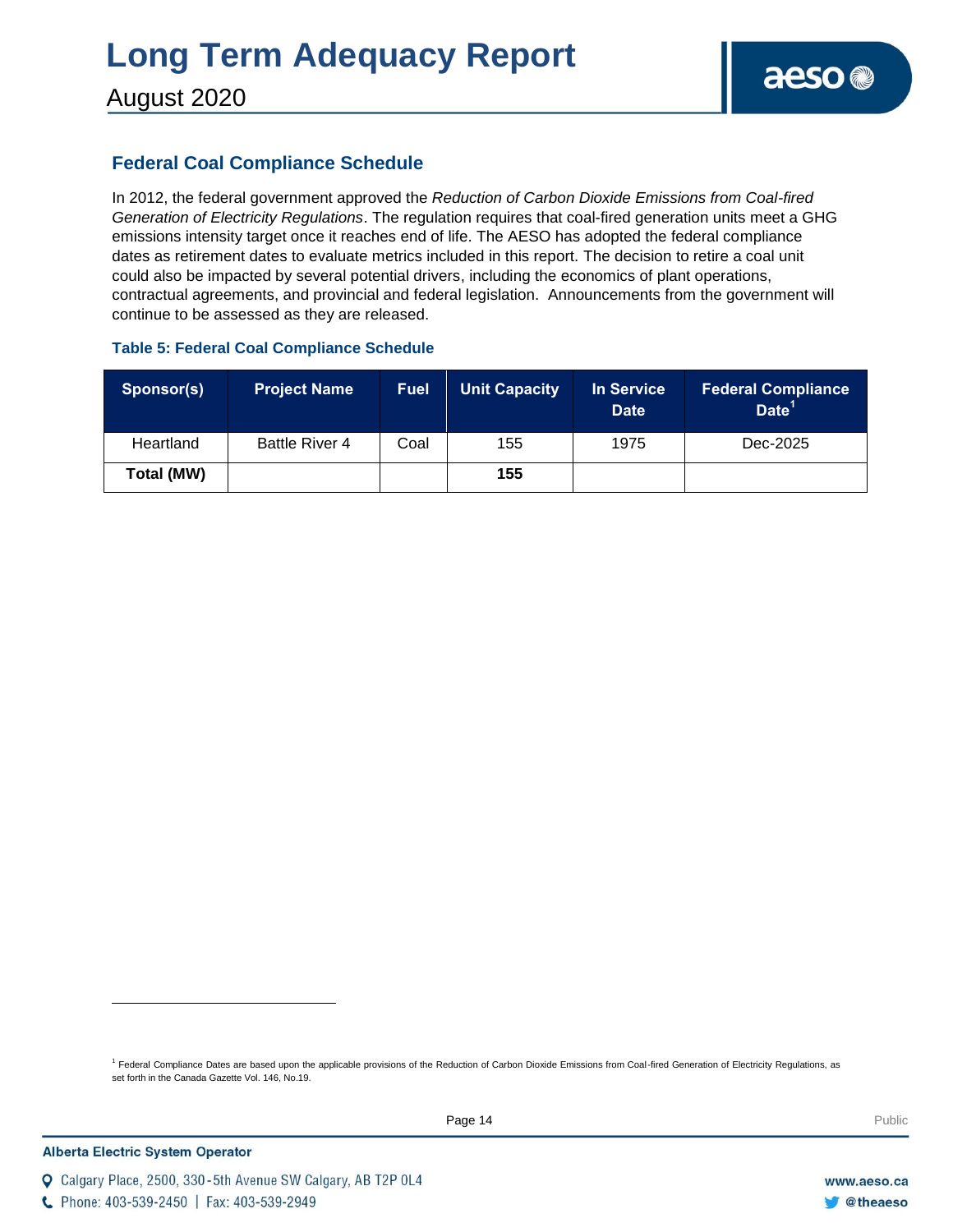## Federal Coal Compliance Schedule

In 2012, the federal government approved the *Reduction of Carbon Dioxide Emissions from Coal-fired Generation of Electricity Regulations*. The regulation requires that coal-fired generation units meet a GHG emissions intensity target once it reaches end of life. The AESO has adopted the federal compliance dates as retirement dates to evaluate metrics included in this report. The decision to retire a coal unit could also be impacted by several potential drivers, including the economics of plant operations, contractual agreements, and provincial and federal legislation. Announcements from the government will continue to be assessed as they are released.

### Table 5: Federal Coal Compliance Schedule

| Sponsor(s) | Project Name | Fuel | Unit Capacity | In Service Date | Federal Compliance Date[1] |
|---|---|---|---|---|---|
| Heartland | Battle River 4 | Coal | 155 | 1975 | Dec-2025 |
| **Total (MW)** | | | **155** | | |

[1] Federal Compliance Dates are based upon the applicable provisions of the Reduction of Carbon Dioxide Emissions from Coal-fired Generation of Electricity Regulations, as set forth in the Canada Gazette Vol. 146, No.19.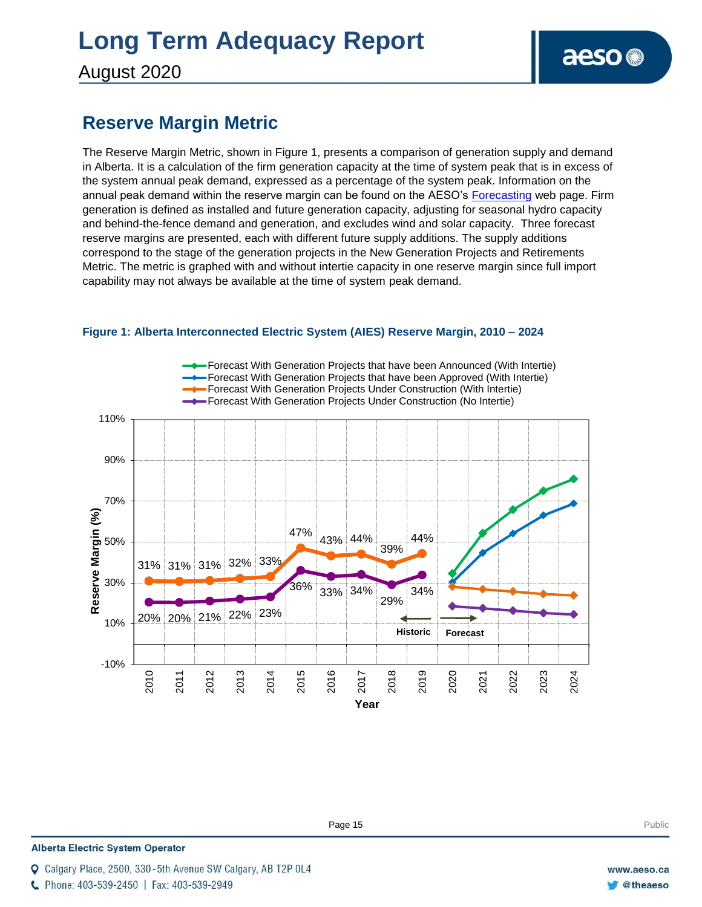## Reserve Margin Metric

The Reserve Margin Metric, shown in Figure 1, presents a comparison of generation supply and demand in Alberta. It is a calculation of the firm generation capacity at the time of system peak that is in excess of the system annual peak demand, expressed as a percentage of the system peak. Information on the annual peak demand within the reserve margin can be found on the AESO's Forecasting web page. Firm generation is defined as installed and future generation capacity, adjusting for seasonal hydro capacity and behind-the-fence demand and generation, and excludes wind and solar capacity. Three forecast reserve margins are presented, each with different future supply additions. The supply additions correspond to the stage of the generation projects in the New Generation Projects and Retirements Metric. The metric is graphed with and without intertie capacity in one reserve margin since full import capability may not always be available at the time of system peak demand.

**Figure 1: Alberta Interconnected Electric System (AIES) Reserve Margin, 2010 – 2024**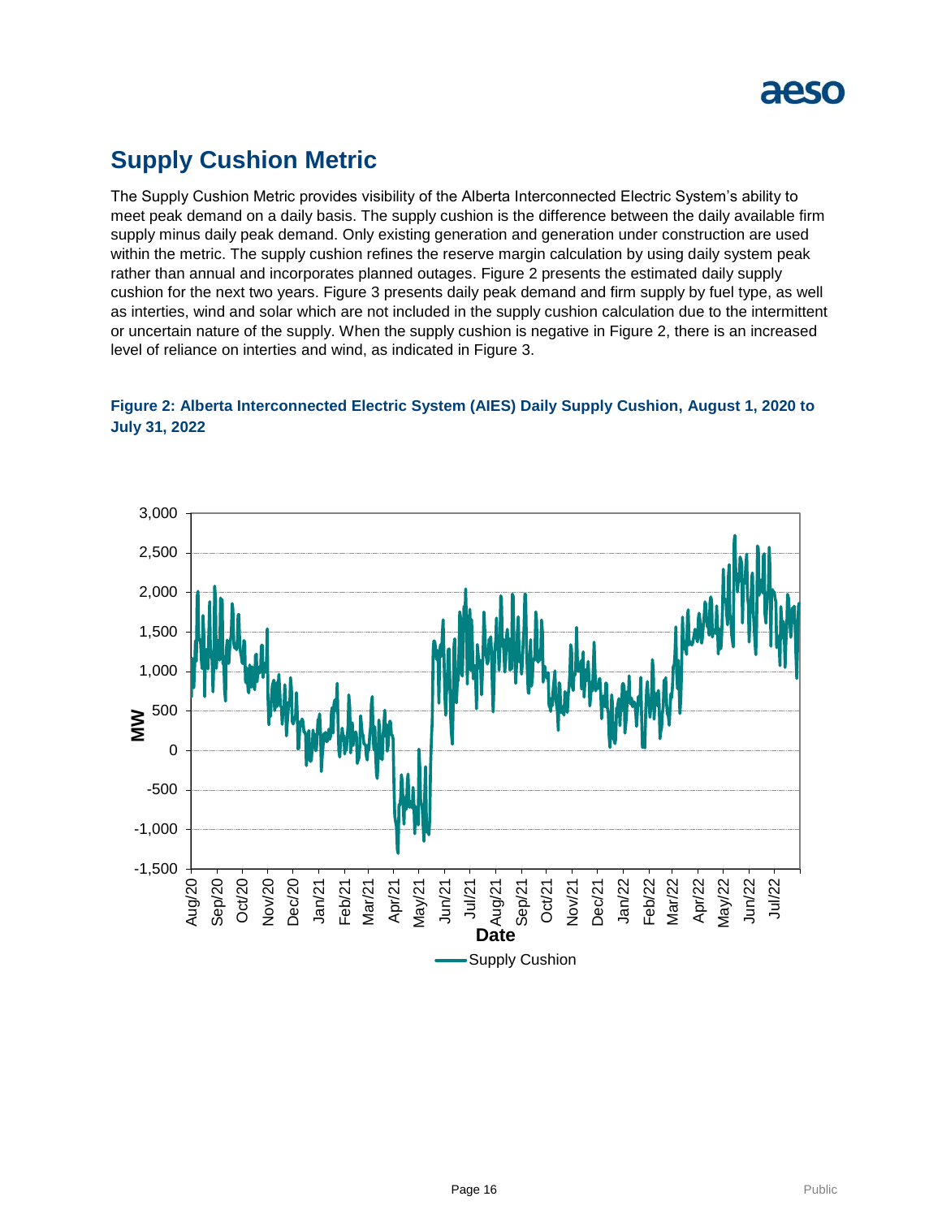## Supply Cushion Metric

The Supply Cushion Metric provides visibility of the Alberta Interconnected Electric System's ability to meet peak demand on a daily basis. The supply cushion is the difference between the daily available firm supply minus daily peak demand. Only existing generation and generation under construction are used within the metric. The supply cushion refines the reserve margin calculation by using daily system peak rather than annual and incorporates planned outages. Figure 2 presents the estimated daily supply cushion for the next two years. Figure 3 presents daily peak demand and firm supply by fuel type, as well as interties, wind and solar which are not included in the supply cushion calculation due to the intermittent or uncertain nature of the supply. When the supply cushion is negative in Figure 2, there is an increased level of reliance on interties and wind, as indicated in Figure 3.

**Figure 2: Alberta Interconnected Electric System (AIES) Daily Supply Cushion, August 1, 2020 to July 31, 2022**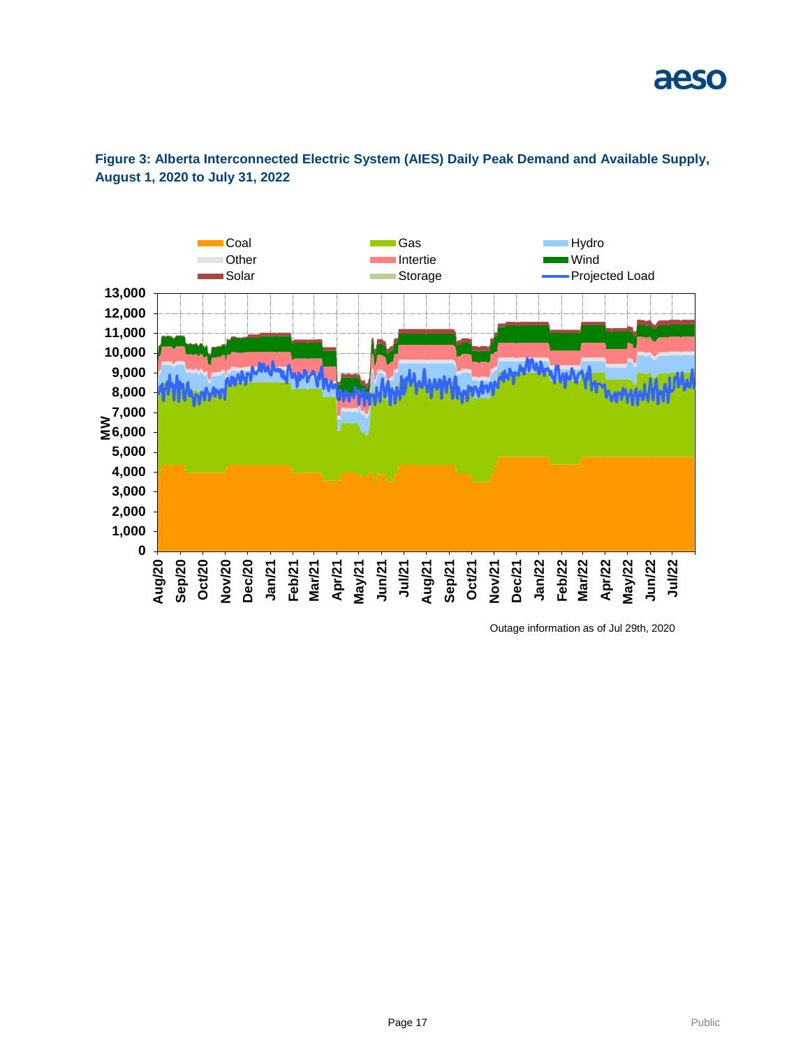**Figure 3: Alberta Interconnected Electric System (AIES) Daily Peak Demand and Available Supply, August 1, 2020 to July 31, 2022**

Outage information as of Jul 29th, 2020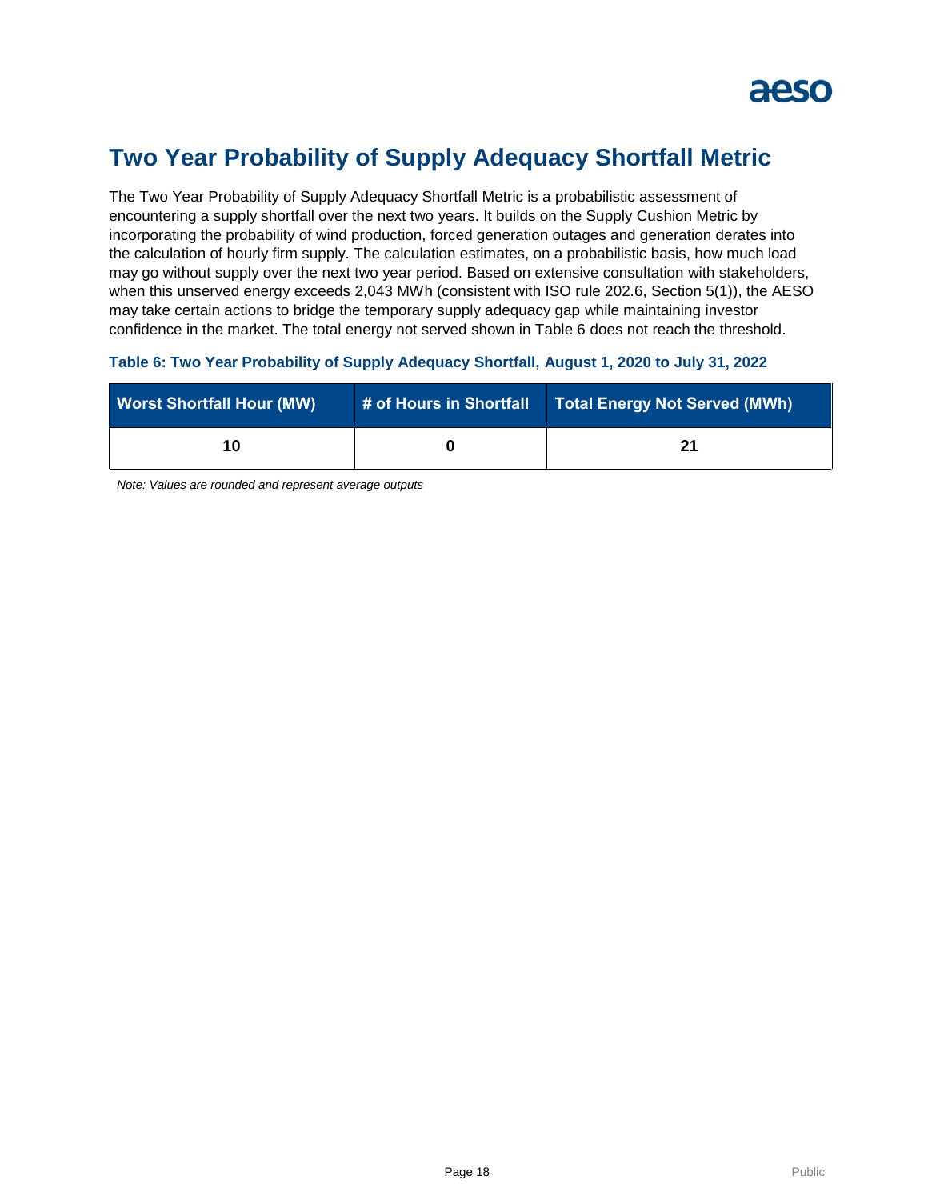## Two Year Probability of Supply Adequacy Shortfall Metric

The Two Year Probability of Supply Adequacy Shortfall Metric is a probabilistic assessment of encountering a supply shortfall over the next two years. It builds on the Supply Cushion Metric by incorporating the probability of wind production, forced generation outages and generation derates into the calculation of hourly firm supply. The calculation estimates, on a probabilistic basis, how much load may go without supply over the next two year period. Based on extensive consultation with stakeholders, when this unserved energy exceeds 2,043 MWh (consistent with ISO rule 202.6, Section 5(1)), the AESO may take certain actions to bridge the temporary supply adequacy gap while maintaining investor confidence in the market. The total energy not served shown in Table 6 does not reach the threshold.

**Table 6: Two Year Probability of Supply Adequacy Shortfall, August 1, 2020 to July 31, 2022**

| Worst Shortfall Hour (MW) | # of Hours in Shortfall | Total Energy Not Served (MWh) |
| --- | --- | --- |
| 10 | 0 | 21 |

*Note: Values are rounded and represent average outputs*